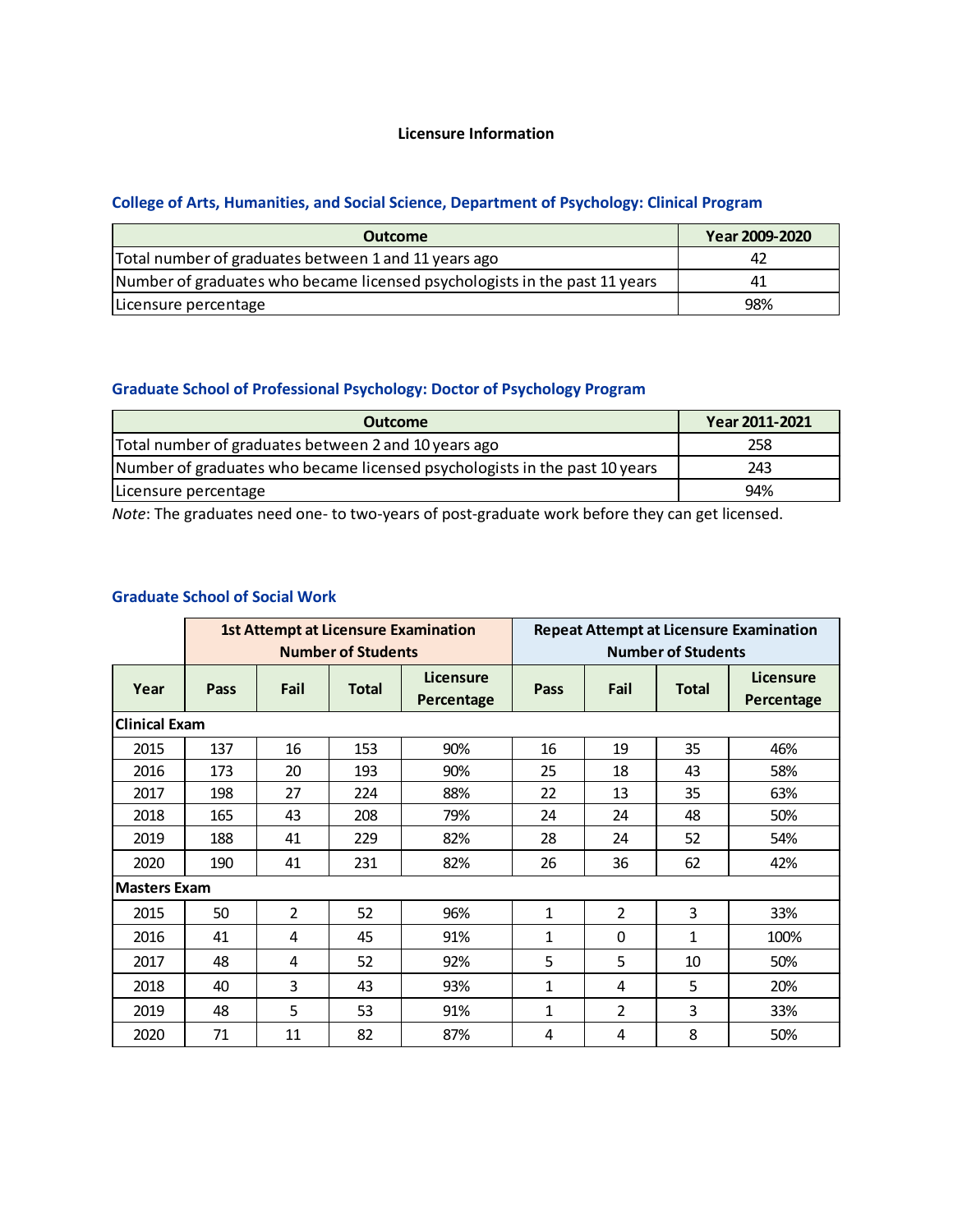# Licensure Information

## College of Arts, Humanities, and Social Science, Department of Psychology: Clinical Program

| Outcome | Year 2009-2020 |
|---|---|
| Total number of graduates between 1 and 11 years ago | 42 |
| Number of graduates who became licensed psychologists in the past 11 years | 41 |
| Licensure percentage | 98% |

## Graduate School of Professional Psychology: Doctor of Psychology Program

| Outcome | Year 2011-2021 |
|---|---|
| Total number of graduates between 2 and 10 years ago | 258 |
| Number of graduates who became licensed psychologists in the past 10 years | 243 |
| Licensure percentage | 94% |

*Note*: The graduates need one- to two-years of post-graduate work before they can get licensed.

## Graduate School of Social Work

| | 1st Attempt at Licensure Examination Number of Students | | | | Repeat Attempt at Licensure Examination Number of Students | | | |
|---|---|---|---|---|---|---|---|---|
| Year | Pass | Fail | Total | Licensure Percentage | Pass | Fail | Total | Licensure Percentage |
| **Clinical Exam** | | | | | | | | |
| 2015 | 137 | 16 | 153 | 90% | 16 | 19 | 35 | 46% |
| 2016 | 173 | 20 | 193 | 90% | 25 | 18 | 43 | 58% |
| 2017 | 198 | 27 | 224 | 88% | 22 | 13 | 35 | 63% |
| 2018 | 165 | 43 | 208 | 79% | 24 | 24 | 48 | 50% |
| 2019 | 188 | 41 | 229 | 82% | 28 | 24 | 52 | 54% |
| 2020 | 190 | 41 | 231 | 82% | 26 | 36 | 62 | 42% |
| **Masters Exam** | | | | | | | | |
| 2015 | 50 | 2 | 52 | 96% | 1 | 2 | 3 | 33% |
| 2016 | 41 | 4 | 45 | 91% | 1 | 0 | 1 | 100% |
| 2017 | 48 | 4 | 52 | 92% | 5 | 5 | 10 | 50% |
| 2018 | 40 | 3 | 43 | 93% | 1 | 4 | 5 | 20% |
| 2019 | 48 | 5 | 53 | 91% | 1 | 2 | 3 | 33% |
| 2020 | 71 | 11 | 82 | 87% | 4 | 4 | 8 | 50% |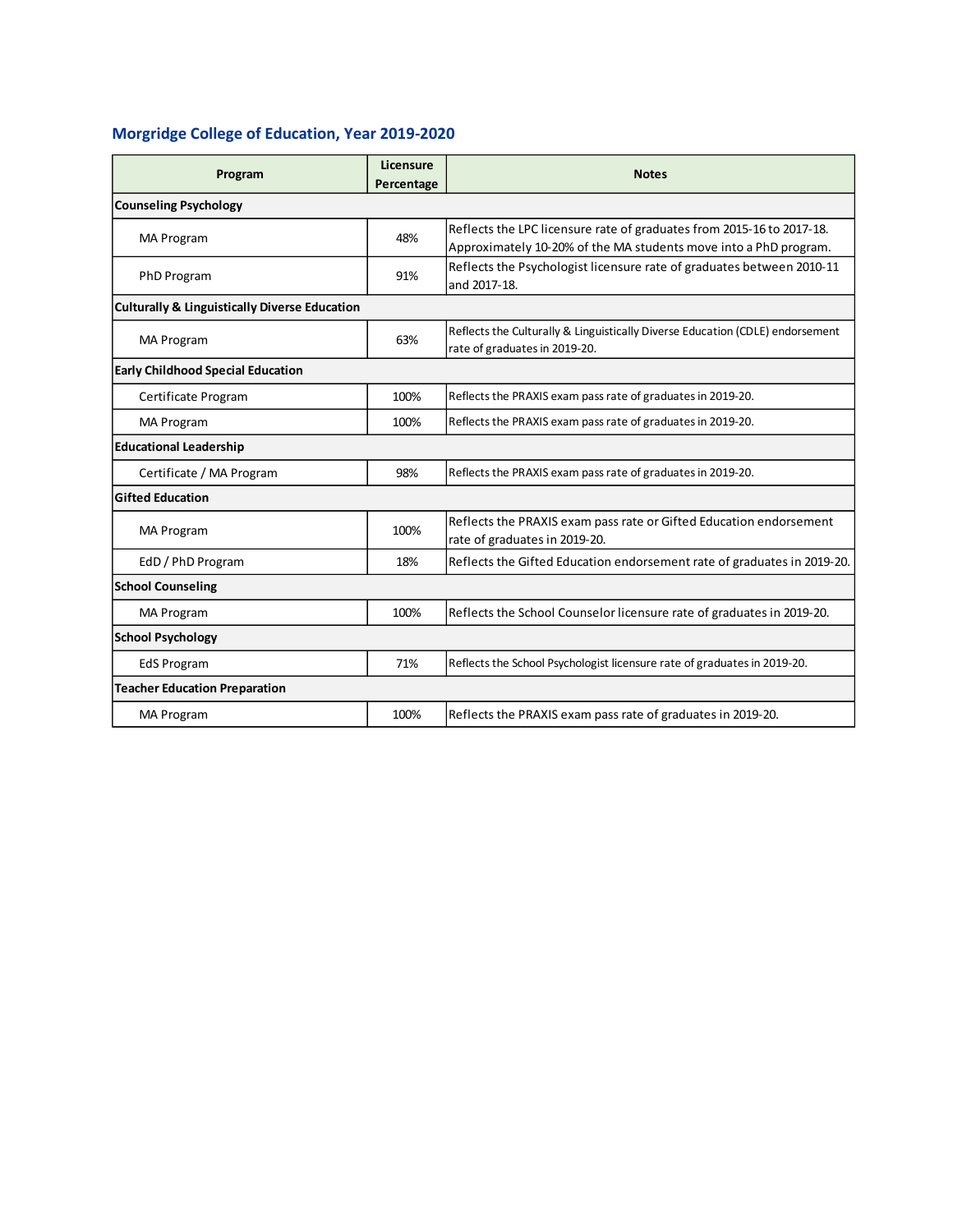## Morgridge College of Education, Year 2019-2020

| Program | Licensure Percentage | Notes |
|---|---|---|
| **Counseling Psychology** | | |
| MA Program | 48% | Reflects the LPC licensure rate of graduates from 2015-16 to 2017-18. Approximately 10-20% of the MA students move into a PhD program. |
| PhD Program | 91% | Reflects the Psychologist licensure rate of graduates between 2010-11 and 2017-18. |
| **Culturally & Linguistically Diverse Education** | | |
| MA Program | 63% | Reflects the Culturally & Linguistically Diverse Education (CDLE) endorsement rate of graduates in 2019-20. |
| **Early Childhood Special Education** | | |
| Certificate Program | 100% | Reflects the PRAXIS exam pass rate of graduates in 2019-20. |
| MA Program | 100% | Reflects the PRAXIS exam pass rate of graduates in 2019-20. |
| **Educational Leadership** | | |
| Certificate / MA Program | 98% | Reflects the PRAXIS exam pass rate of graduates in 2019-20. |
| **Gifted Education** | | |
| MA Program | 100% | Reflects the PRAXIS exam pass rate or Gifted Education endorsement rate of graduates in 2019-20. |
| EdD / PhD Program | 18% | Reflects the Gifted Education endorsement rate of graduates in 2019-20. |
| **School Counseling** | | |
| MA Program | 100% | Reflects the School Counselor licensure rate of graduates in 2019-20. |
| **School Psychology** | | |
| EdS Program | 71% | Reflects the School Psychologist licensure rate of graduates in 2019-20. |
| **Teacher Education Preparation** | | |
| MA Program | 100% | Reflects the PRAXIS exam pass rate of graduates in 2019-20. |